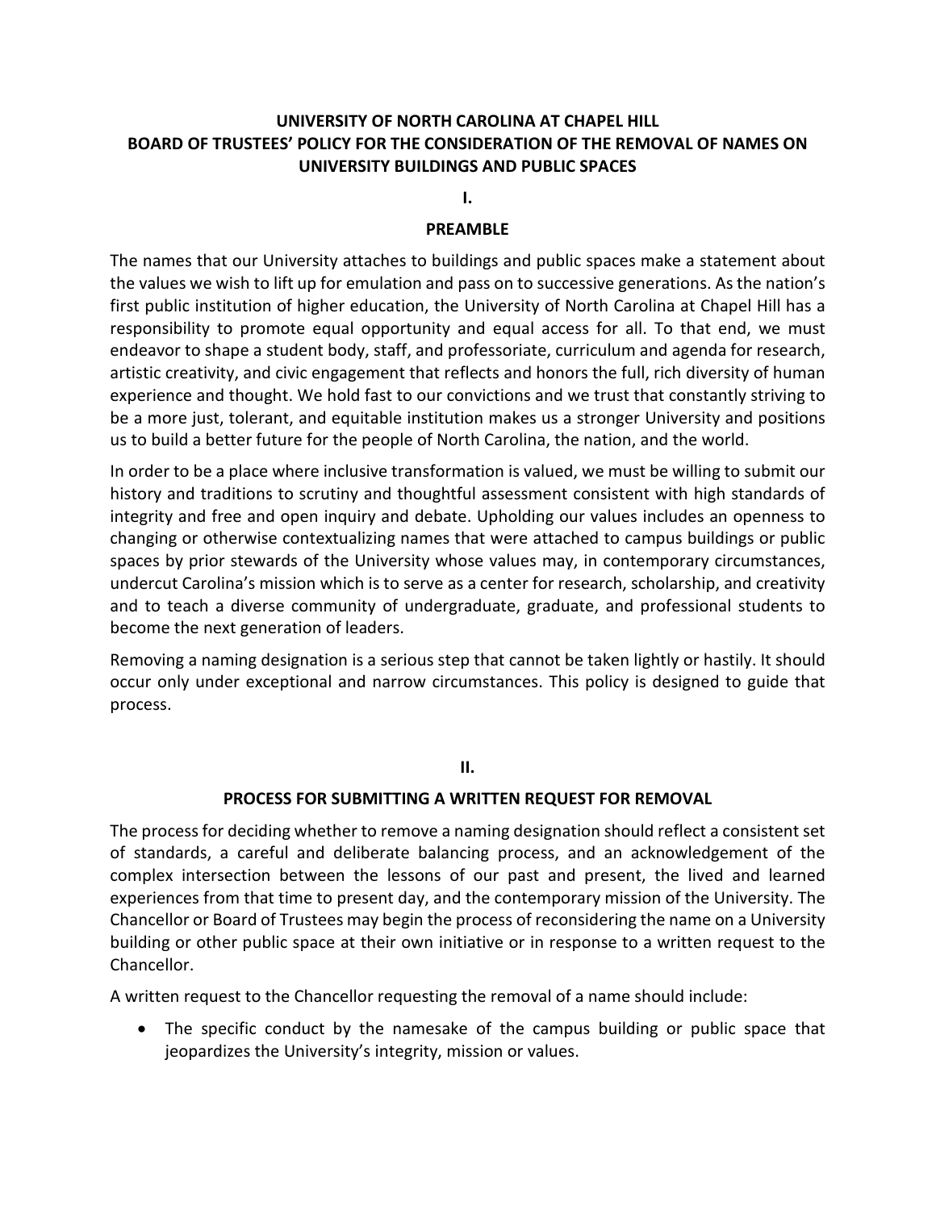# UNIVERSITY OF NORTH CAROLINA AT CHAPEL HILL
# BOARD OF TRUSTEES' POLICY FOR THE CONSIDERATION OF THE REMOVAL OF NAMES ON UNIVERSITY BUILDINGS AND PUBLIC SPACES

## I.

## PREAMBLE

The names that our University attaches to buildings and public spaces make a statement about the values we wish to lift up for emulation and pass on to successive generations. As the nation's first public institution of higher education, the University of North Carolina at Chapel Hill has a responsibility to promote equal opportunity and equal access for all. To that end, we must endeavor to shape a student body, staff, and professoriate, curriculum and agenda for research, artistic creativity, and civic engagement that reflects and honors the full, rich diversity of human experience and thought. We hold fast to our convictions and we trust that constantly striving to be a more just, tolerant, and equitable institution makes us a stronger University and positions us to build a better future for the people of North Carolina, the nation, and the world.

In order to be a place where inclusive transformation is valued, we must be willing to submit our history and traditions to scrutiny and thoughtful assessment consistent with high standards of integrity and free and open inquiry and debate. Upholding our values includes an openness to changing or otherwise contextualizing names that were attached to campus buildings or public spaces by prior stewards of the University whose values may, in contemporary circumstances, undercut Carolina's mission which is to serve as a center for research, scholarship, and creativity and to teach a diverse community of undergraduate, graduate, and professional students to become the next generation of leaders.

Removing a naming designation is a serious step that cannot be taken lightly or hastily. It should occur only under exceptional and narrow circumstances. This policy is designed to guide that process.

## II.

## PROCESS FOR SUBMITTING A WRITTEN REQUEST FOR REMOVAL

The process for deciding whether to remove a naming designation should reflect a consistent set of standards, a careful and deliberate balancing process, and an acknowledgement of the complex intersection between the lessons of our past and present, the lived and learned experiences from that time to present day, and the contemporary mission of the University. The Chancellor or Board of Trustees may begin the process of reconsidering the name on a University building or other public space at their own initiative or in response to a written request to the Chancellor.

A written request to the Chancellor requesting the removal of a name should include:

- The specific conduct by the namesake of the campus building or public space that jeopardizes the University's integrity, mission or values.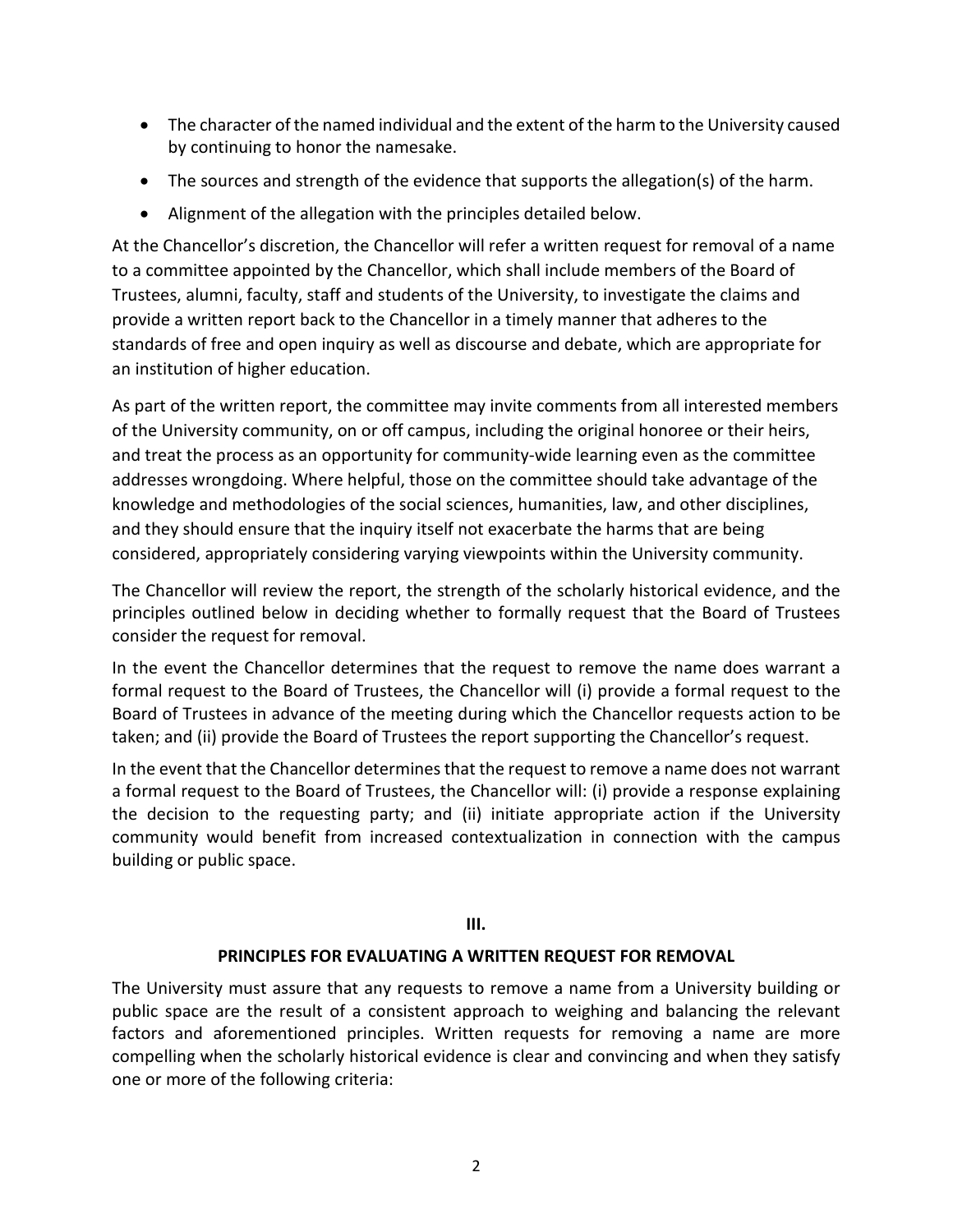- The character of the named individual and the extent of the harm to the University caused by continuing to honor the namesake.
- The sources and strength of the evidence that supports the allegation(s) of the harm.
- Alignment of the allegation with the principles detailed below.

At the Chancellor's discretion, the Chancellor will refer a written request for removal of a name to a committee appointed by the Chancellor, which shall include members of the Board of Trustees, alumni, faculty, staff and students of the University, to investigate the claims and provide a written report back to the Chancellor in a timely manner that adheres to the standards of free and open inquiry as well as discourse and debate, which are appropriate for an institution of higher education.

As part of the written report, the committee may invite comments from all interested members of the University community, on or off campus, including the original honoree or their heirs, and treat the process as an opportunity for community-wide learning even as the committee addresses wrongdoing. Where helpful, those on the committee should take advantage of the knowledge and methodologies of the social sciences, humanities, law, and other disciplines, and they should ensure that the inquiry itself not exacerbate the harms that are being considered, appropriately considering varying viewpoints within the University community.

The Chancellor will review the report, the strength of the scholarly historical evidence, and the principles outlined below in deciding whether to formally request that the Board of Trustees consider the request for removal.

In the event the Chancellor determines that the request to remove the name does warrant a formal request to the Board of Trustees, the Chancellor will (i) provide a formal request to the Board of Trustees in advance of the meeting during which the Chancellor requests action to be taken; and (ii) provide the Board of Trustees the report supporting the Chancellor's request.

In the event that the Chancellor determines that the request to remove a name does not warrant a formal request to the Board of Trustees, the Chancellor will: (i) provide a response explaining the decision to the requesting party; and (ii) initiate appropriate action if the University community would benefit from increased contextualization in connection with the campus building or public space.

## III.

## PRINCIPLES FOR EVALUATING A WRITTEN REQUEST FOR REMOVAL

The University must assure that any requests to remove a name from a University building or public space are the result of a consistent approach to weighing and balancing the relevant factors and aforementioned principles. Written requests for removing a name are more compelling when the scholarly historical evidence is clear and convincing and when they satisfy one or more of the following criteria: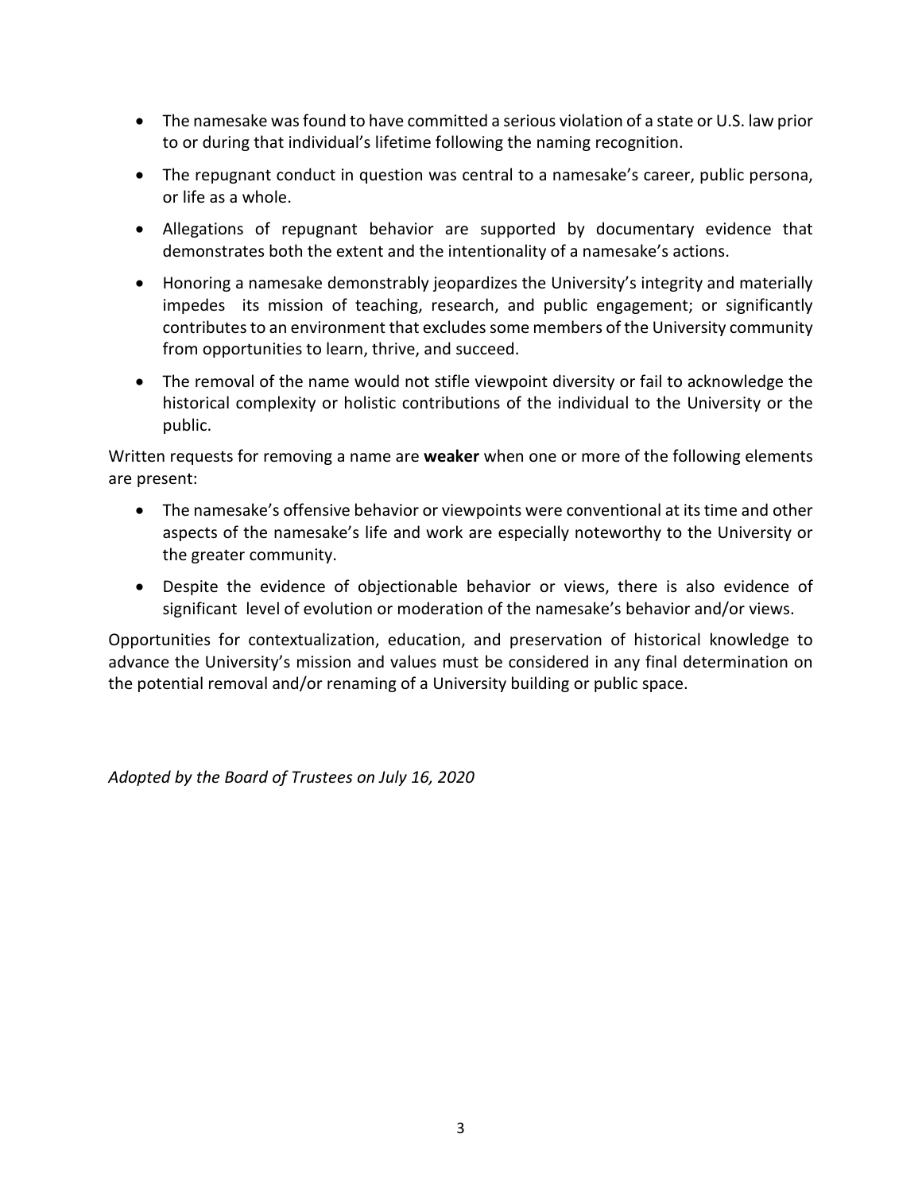- The namesake was found to have committed a serious violation of a state or U.S. law prior to or during that individual's lifetime following the naming recognition.
- The repugnant conduct in question was central to a namesake's career, public persona, or life as a whole.
- Allegations of repugnant behavior are supported by documentary evidence that demonstrates both the extent and the intentionality of a namesake's actions.
- Honoring a namesake demonstrably jeopardizes the University's integrity and materially impedes its mission of teaching, research, and public engagement; or significantly contributes to an environment that excludes some members of the University community from opportunities to learn, thrive, and succeed.
- The removal of the name would not stifle viewpoint diversity or fail to acknowledge the historical complexity or holistic contributions of the individual to the University or the public.

Written requests for removing a name are **weaker** when one or more of the following elements are present:

- The namesake's offensive behavior or viewpoints were conventional at its time and other aspects of the namesake's life and work are especially noteworthy to the University or the greater community.
- Despite the evidence of objectionable behavior or views, there is also evidence of significant level of evolution or moderation of the namesake's behavior and/or views.

Opportunities for contextualization, education, and preservation of historical knowledge to advance the University's mission and values must be considered in any final determination on the potential removal and/or renaming of a University building or public space.

*Adopted by the Board of Trustees on July 16, 2020*